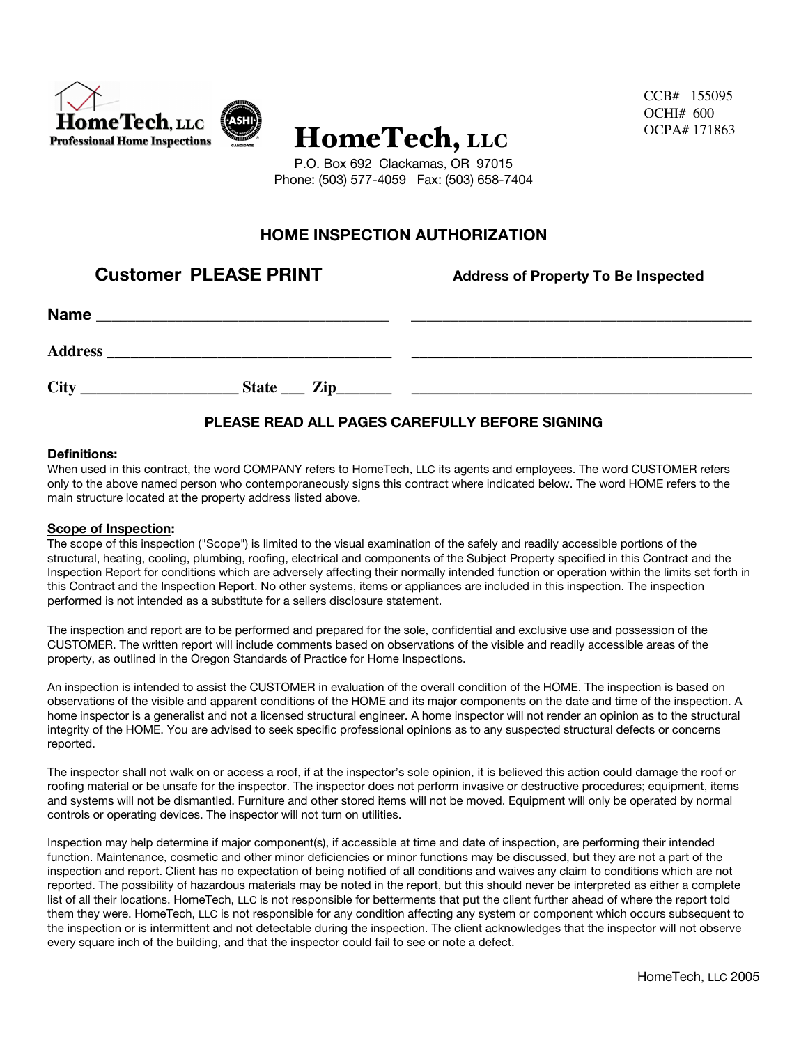HomeTech, LLC
Professional Home Inspections

CCB# 155095
OCHI# 600
OCPA# 171863

# HomeTech, LLC

P.O. Box 692 Clackamas, OR 97015
Phone: (503) 577-4059 Fax: (503) 658-7404

## HOME INSPECTION AUTHORIZATION

| **Customer PLEASE PRINT** | **Address of Property To Be Inspected** |
| --- | --- |
| **Name** ______________________________ | ______________________________ |
| **Address** ______________________________ | ______________________________ |
| **City** ________________ **State** ___ **Zip**_______ | ______________________________ |

### PLEASE READ ALL PAGES CAREFULLY BEFORE SIGNING

**Definitions:**
When used in this contract, the word COMPANY refers to HomeTech, LLC its agents and employees. The word CUSTOMER refers only to the above named person who contemporaneously signs this contract where indicated below. The word HOME refers to the main structure located at the property address listed above.

**Scope of Inspection:**
The scope of this inspection ("Scope") is limited to the visual examination of the safely and readily accessible portions of the structural, heating, cooling, plumbing, roofing, electrical and components of the Subject Property specified in this Contract and the Inspection Report for conditions which are adversely affecting their normally intended function or operation within the limits set forth in this Contract and the Inspection Report. No other systems, items or appliances are included in this inspection. The inspection performed is not intended as a substitute for a sellers disclosure statement.

The inspection and report are to be performed and prepared for the sole, confidential and exclusive use and possession of the CUSTOMER. The written report will include comments based on observations of the visible and readily accessible areas of the property, as outlined in the Oregon Standards of Practice for Home Inspections.

An inspection is intended to assist the CUSTOMER in evaluation of the overall condition of the HOME. The inspection is based on observations of the visible and apparent conditions of the HOME and its major components on the date and time of the inspection. A home inspector is a generalist and not a licensed structural engineer. A home inspector will not render an opinion as to the structural integrity of the HOME. You are advised to seek specific professional opinions as to any suspected structural defects or concerns reported.

The inspector shall not walk on or access a roof, if at the inspector's sole opinion, it is believed this action could damage the roof or roofing material or be unsafe for the inspector. The inspector does not perform invasive or destructive procedures; equipment, items and systems will not be dismantled. Furniture and other stored items will not be moved. Equipment will only be operated by normal controls or operating devices. The inspector will not turn on utilities.

Inspection may help determine if major component(s), if accessible at time and date of inspection, are performing their intended function. Maintenance, cosmetic and other minor deficiencies or minor functions may be discussed, but they are not a part of the inspection and report. Client has no expectation of being notified of all conditions and waives any claim to conditions which are not reported. The possibility of hazardous materials may be noted in the report, but this should never be interpreted as either a complete list of all their locations. HomeTech, LLC is not responsible for betterments that put the client further ahead of where the report told them they were. HomeTech, LLC is not responsible for any condition affecting any system or component which occurs subsequent to the inspection or is intermittent and not detectable during the inspection. The client acknowledges that the inspector will not observe every square inch of the building, and that the inspector could fail to see or note a defect.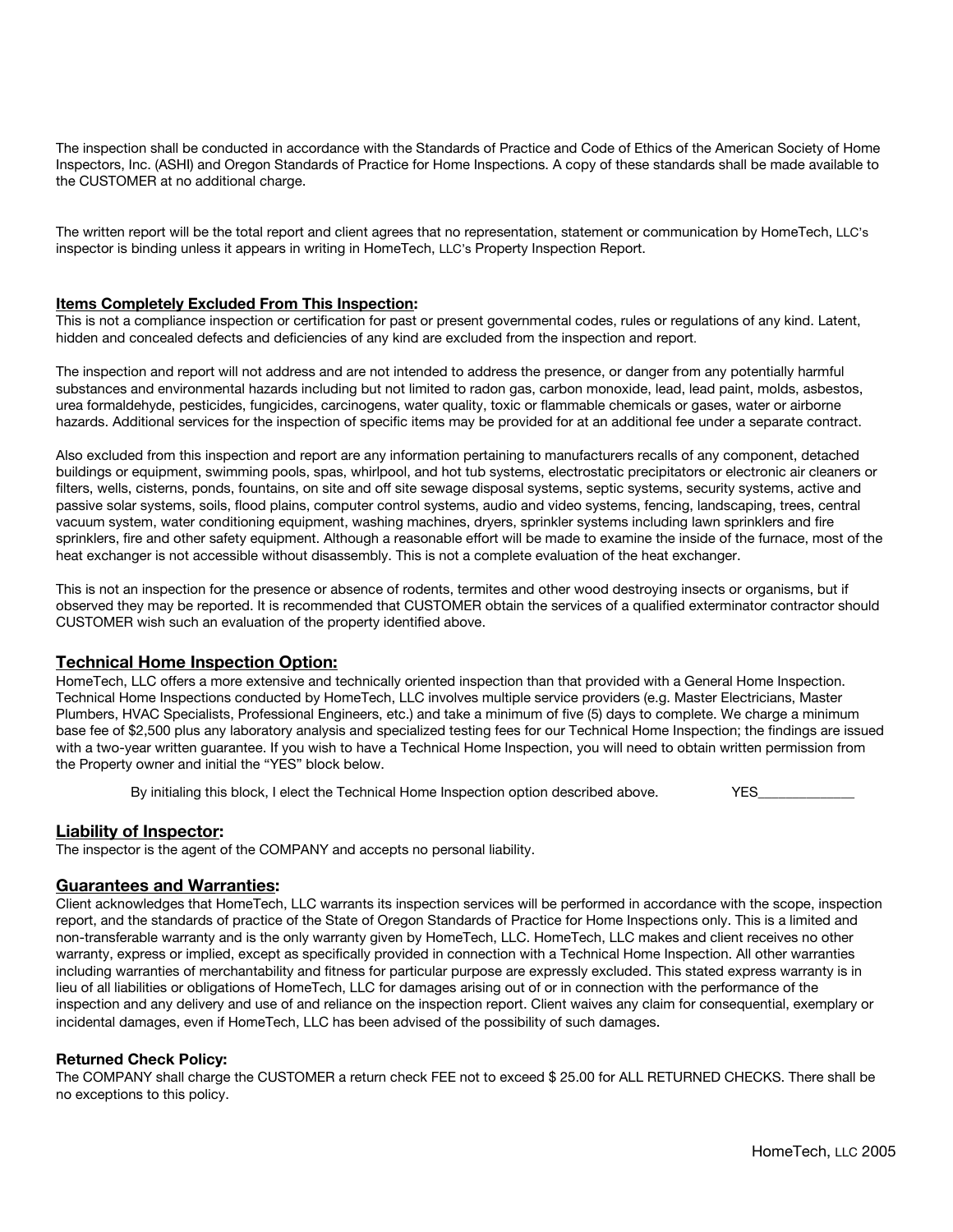The inspection shall be conducted in accordance with the Standards of Practice and Code of Ethics of the American Society of Home Inspectors, Inc. (ASHI) and Oregon Standards of Practice for Home Inspections. A copy of these standards shall be made available to the CUSTOMER at no additional charge.

The written report will be the total report and client agrees that no representation, statement or communication by HomeTech, LLC's inspector is binding unless it appears in writing in HomeTech, LLC's Property Inspection Report.

**Items Completely Excluded From This Inspection:**
This is not a compliance inspection or certification for past or present governmental codes, rules or regulations of any kind. Latent, hidden and concealed defects and deficiencies of any kind are excluded from the inspection and report.

The inspection and report will not address and are not intended to address the presence, or danger from any potentially harmful substances and environmental hazards including but not limited to radon gas, carbon monoxide, lead, lead paint, molds, asbestos, urea formaldehyde, pesticides, fungicides, carcinogens, water quality, toxic or flammable chemicals or gases, water or airborne hazards. Additional services for the inspection of specific items may be provided for at an additional fee under a separate contract.

Also excluded from this inspection and report are any information pertaining to manufacturers recalls of any component, detached buildings or equipment, swimming pools, spas, whirlpool, and hot tub systems, electrostatic precipitators or electronic air cleaners or filters, wells, cisterns, ponds, fountains, on site and off site sewage disposal systems, septic systems, security systems, active and passive solar systems, soils, flood plains, computer control systems, audio and video systems, fencing, landscaping, trees, central vacuum system, water conditioning equipment, washing machines, dryers, sprinkler systems including lawn sprinklers and fire sprinklers, fire and other safety equipment. Although a reasonable effort will be made to examine the inside of the furnace, most of the heat exchanger is not accessible without disassembly. This is not a complete evaluation of the heat exchanger.

This is not an inspection for the presence or absence of rodents, termites and other wood destroying insects or organisms, but if observed they may be reported. It is recommended that CUSTOMER obtain the services of a qualified exterminator contractor should CUSTOMER wish such an evaluation of the property identified above.

## Technical Home Inspection Option:

HomeTech, LLC offers a more extensive and technically oriented inspection than that provided with a General Home Inspection. Technical Home Inspections conducted by HomeTech, LLC involves multiple service providers (e.g. Master Electricians, Master Plumbers, HVAC Specialists, Professional Engineers, etc.) and take a minimum of five (5) days to complete. We charge a minimum base fee of $2,500 plus any laboratory analysis and specialized testing fees for our Technical Home Inspection; the findings are issued with a two-year written guarantee. If you wish to have a Technical Home Inspection, you will need to obtain written permission from the Property owner and initial the "YES" block below.

By initialing this block, I elect the Technical Home Inspection option described above. YES_____________

## Liability of Inspector:

The inspector is the agent of the COMPANY and accepts no personal liability.

## Guarantees and Warranties:

Client acknowledges that HomeTech, LLC warrants its inspection services will be performed in accordance with the scope, inspection report, and the standards of practice of the State of Oregon Standards of Practice for Home Inspections only. This is a limited and non-transferable warranty and is the only warranty given by HomeTech, LLC. HomeTech, LLC makes and client receives no other warranty, express or implied, except as specifically provided in connection with a Technical Home Inspection. All other warranties including warranties of merchantability and fitness for particular purpose are expressly excluded. This stated express warranty is in lieu of all liabilities or obligations of HomeTech, LLC for damages arising out of or in connection with the performance of the inspection and any delivery and use of and reliance on the inspection report. Client waives any claim for consequential, exemplary or incidental damages, even if HomeTech, LLC has been advised of the possibility of such damages.

**Returned Check Policy:**
The COMPANY shall charge the CUSTOMER a return check FEE not to exceed $ 25.00 for ALL RETURNED CHECKS. There shall be no exceptions to this policy.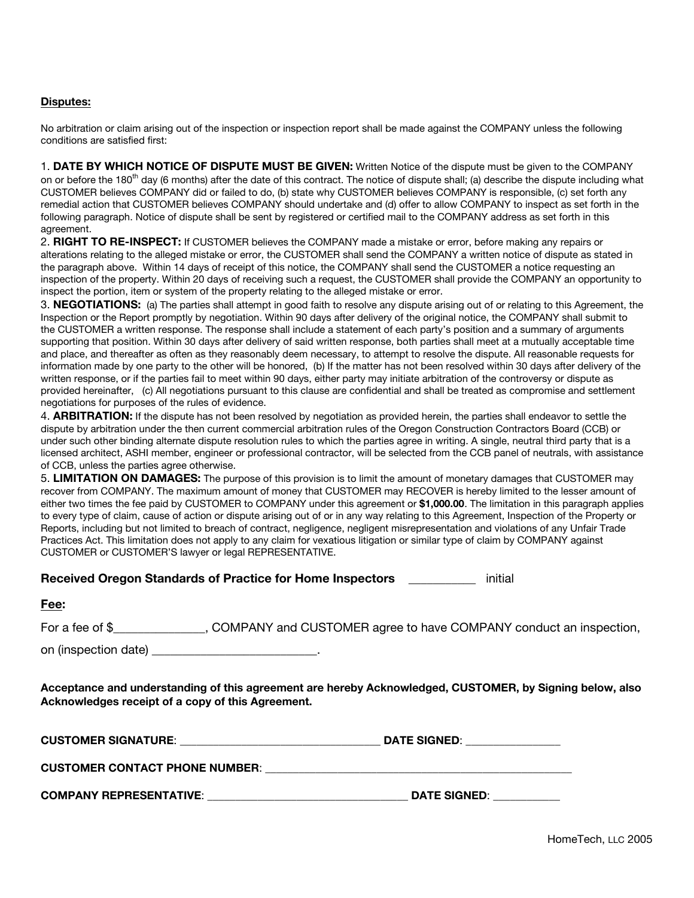**Disputes:**

No arbitration or claim arising out of the inspection or inspection report shall be made against the COMPANY unless the following conditions are satisfied first:

1. **DATE BY WHICH NOTICE OF DISPUTE MUST BE GIVEN:** Written Notice of the dispute must be given to the COMPANY on or before the 180th day (6 months) after the date of this contract. The notice of dispute shall; (a) describe the dispute including what CUSTOMER believes COMPANY did or failed to do, (b) state why CUSTOMER believes COMPANY is responsible, (c) set forth any remedial action that CUSTOMER believes COMPANY should undertake and (d) offer to allow COMPANY to inspect as set forth in the following paragraph. Notice of dispute shall be sent by registered or certified mail to the COMPANY address as set forth in this agreement.
2. **RIGHT TO RE-INSPECT:** If CUSTOMER believes the COMPANY made a mistake or error, before making any repairs or alterations relating to the alleged mistake or error, the CUSTOMER shall send the COMPANY a written notice of dispute as stated in the paragraph above. Within 14 days of receipt of this notice, the COMPANY shall send the CUSTOMER a notice requesting an inspection of the property. Within 20 days of receiving such a request, the CUSTOMER shall provide the COMPANY an opportunity to inspect the portion, item or system of the property relating to the alleged mistake or error.
3. **NEGOTIATIONS:** (a) The parties shall attempt in good faith to resolve any dispute arising out of or relating to this Agreement, the Inspection or the Report promptly by negotiation. Within 90 days after delivery of the original notice, the COMPANY shall submit to the CUSTOMER a written response. The response shall include a statement of each party's position and a summary of arguments supporting that position. Within 30 days after delivery of said written response, both parties shall meet at a mutually acceptable time and place, and thereafter as often as they reasonably deem necessary, to attempt to resolve the dispute. All reasonable requests for information made by one party to the other will be honored, (b) If the matter has not been resolved within 30 days after delivery of the written response, or if the parties fail to meet within 90 days, either party may initiate arbitration of the controversy or dispute as provided hereinafter, (c) All negotiations pursuant to this clause are confidential and shall be treated as compromise and settlement negotiations for purposes of the rules of evidence.
4. **ARBITRATION:** If the dispute has not been resolved by negotiation as provided herein, the parties shall endeavor to settle the dispute by arbitration under the then current commercial arbitration rules of the Oregon Construction Contractors Board (CCB) or under such other binding alternate dispute resolution rules to which the parties agree in writing. A single, neutral third party that is a licensed architect, ASHI member, engineer or professional contractor, will be selected from the CCB panel of neutrals, with assistance of CCB, unless the parties agree otherwise.
5. **LIMITATION ON DAMAGES:** The purpose of this provision is to limit the amount of monetary damages that CUSTOMER may recover from COMPANY. The maximum amount of money that CUSTOMER may RECOVER is hereby limited to the lesser amount of either two times the fee paid by CUSTOMER to COMPANY under this agreement or **$1,000.00**. The limitation in this paragraph applies to every type of claim, cause of action or dispute arising out of or in any way relating to this Agreement, Inspection of the Property or Reports, including but not limited to breach of contract, negligence, negligent misrepresentation and violations of any Unfair Trade Practices Act. This limitation does not apply to any claim for vexatious litigation or similar type of claim by COMPANY against CUSTOMER or CUSTOMER'S lawyer or legal REPRESENTATIVE.

**Received Oregon Standards of Practice for Home Inspectors** __________ initial

**Fee:**

For a fee of $______________, COMPANY and CUSTOMER agree to have COMPANY conduct an inspection, on (inspection date) __________________________.

**Acceptance and understanding of this agreement are hereby Acknowledged, CUSTOMER, by Signing below, also Acknowledges receipt of a copy of this Agreement.**

**CUSTOMER SIGNATURE**: _________________________________ **DATE SIGNED**: ________________

**CUSTOMER CONTACT PHONE NUMBER**: ____________________________________________________

**COMPANY REPRESENTATIVE**: _________________________________ **DATE SIGNED**: ___________

HomeTech, LLC 2005